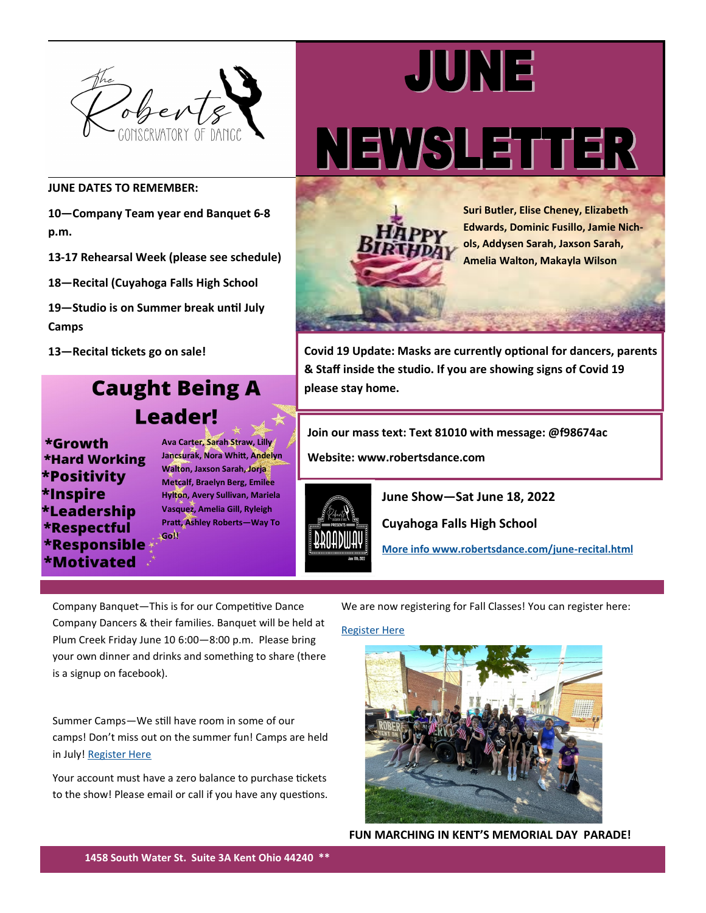The Roberts Conservatory of Dance

# JUNE NEWSLETTER

**JUNE DATES TO REMEMBER:**

**10—Company Team year end Banquet 6-8 p.m.**

**13-17 Rehearsal Week (please see schedule)**

**18—Recital (Cuyahoga Falls High School**

**19—Studio is on Summer break until July Camps**

**13—Recital tickets go on sale!**

HAPPY BIRTHDAY

**Suri Butler, Elise Cheney, Elizabeth Edwards, Dominic Fusillo, Jamie Nichols, Addysen Sarah, Jaxson Sarah, Amelia Walton, Makayla Wilson**

## Caught Being A Leader!

**\*Growth**
**\*Hard Working**
**\*Positivity**
**\*Inspire**
**\*Leadership**
**\*Respectful**
**\*Responsible**
**\*Motivated**

**Ava Carter, Sarah Straw, Lilly Jancsurak, Nora Whitt, Andelyn Walton, Jaxson Sarah, Jorja Metcalf, Braelyn Berg, Emilee Hylton, Avery Sullivan, Mariela Vasquez, Amelia Gill, Ryleigh Pratt, Ashley Roberts—Way To Go!!**

**Covid 19 Update: Masks are currently optional for dancers, parents & Staff inside the studio. If you are showing signs of Covid 19 please stay home.**

**Join our mass text: Text 81010 with message: @f98674ac**

**Website: www.robertsdance.com**

Roberts Conservatory of Dance Presents BROADWAY June 18th, 2022

**June Show—Sat June 18, 2022**

**Cuyahoga Falls High School**

**More info www.robertsdance.com/june-recital.html**

Company Banquet—This is for our Competitive Dance Company Dancers & their families. Banquet will be held at Plum Creek Friday June 10 6:00—8:00 p.m. Please bring your own dinner and drinks and something to share (there is a signup on facebook).

Summer Camps—We still have room in some of our camps! Don't miss out on the summer fun! Camps are held in July! Register Here

Your account must have a zero balance to purchase tickets to the show! Please email or call if you have any questions.

We are now registering for Fall Classes! You can register here:

Register Here

**FUN MARCHING IN KENT'S MEMORIAL DAY PARADE!**

**1458 South Water St. Suite 3A Kent Ohio 44240 \*\***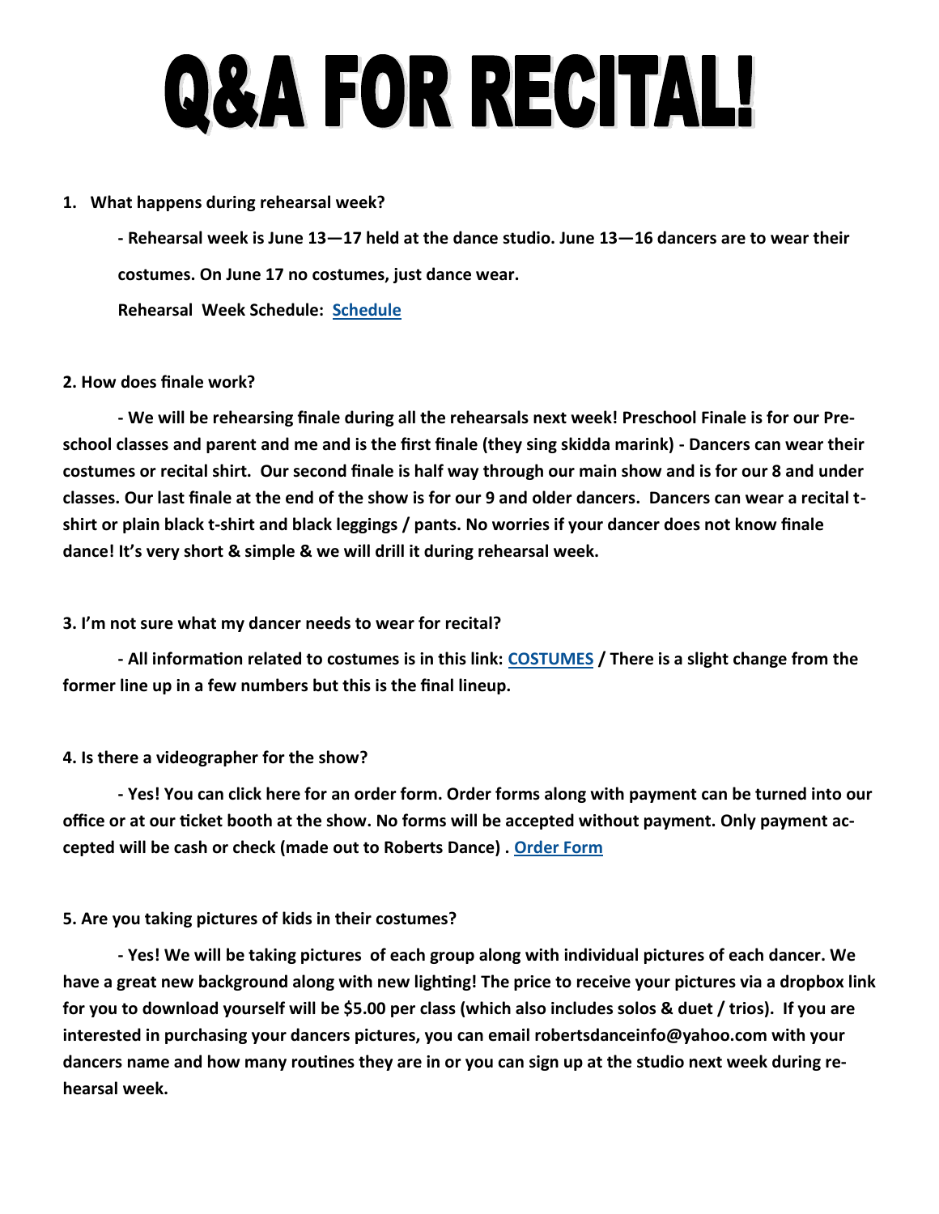# Q&A FOR RECITAL!

**1. What happens during rehearsal week?**

**- Rehearsal week is June 13—17 held at the dance studio. June 13—16 dancers are to wear their costumes. On June 17 no costumes, just dance wear.**

**Rehearsal Week Schedule: Schedule**

**2. How does finale work?**

**- We will be rehearsing finale during all the rehearsals next week! Preschool Finale is for our Preschool classes and parent and me and is the first finale (they sing skidda marink) - Dancers can wear their costumes or recital shirt. Our second finale is half way through our main show and is for our 8 and under classes. Our last finale at the end of the show is for our 9 and older dancers. Dancers can wear a recital t-shirt or plain black t-shirt and black leggings / pants. No worries if your dancer does not know finale dance! It's very short & simple & we will drill it during rehearsal week.**

**3. I'm not sure what my dancer needs to wear for recital?**

**- All information related to costumes is in this link: COSTUMES / There is a slight change from the former line up in a few numbers but this is the final lineup.**

**4. Is there a videographer for the show?**

**- Yes! You can click here for an order form. Order forms along with payment can be turned into our office or at our ticket booth at the show. No forms will be accepted without payment. Only payment accepted will be cash or check (made out to Roberts Dance) . Order Form**

**5. Are you taking pictures of kids in their costumes?**

**- Yes! We will be taking pictures of each group along with individual pictures of each dancer. We have a great new background along with new lighting! The price to receive your pictures via a dropbox link for you to download yourself will be $5.00 per class (which also includes solos & duet / trios). If you are interested in purchasing your dancers pictures, you can email robertsdanceinfo@yahoo.com with your dancers name and how many routines they are in or you can sign up at the studio next week during rehearsal week.**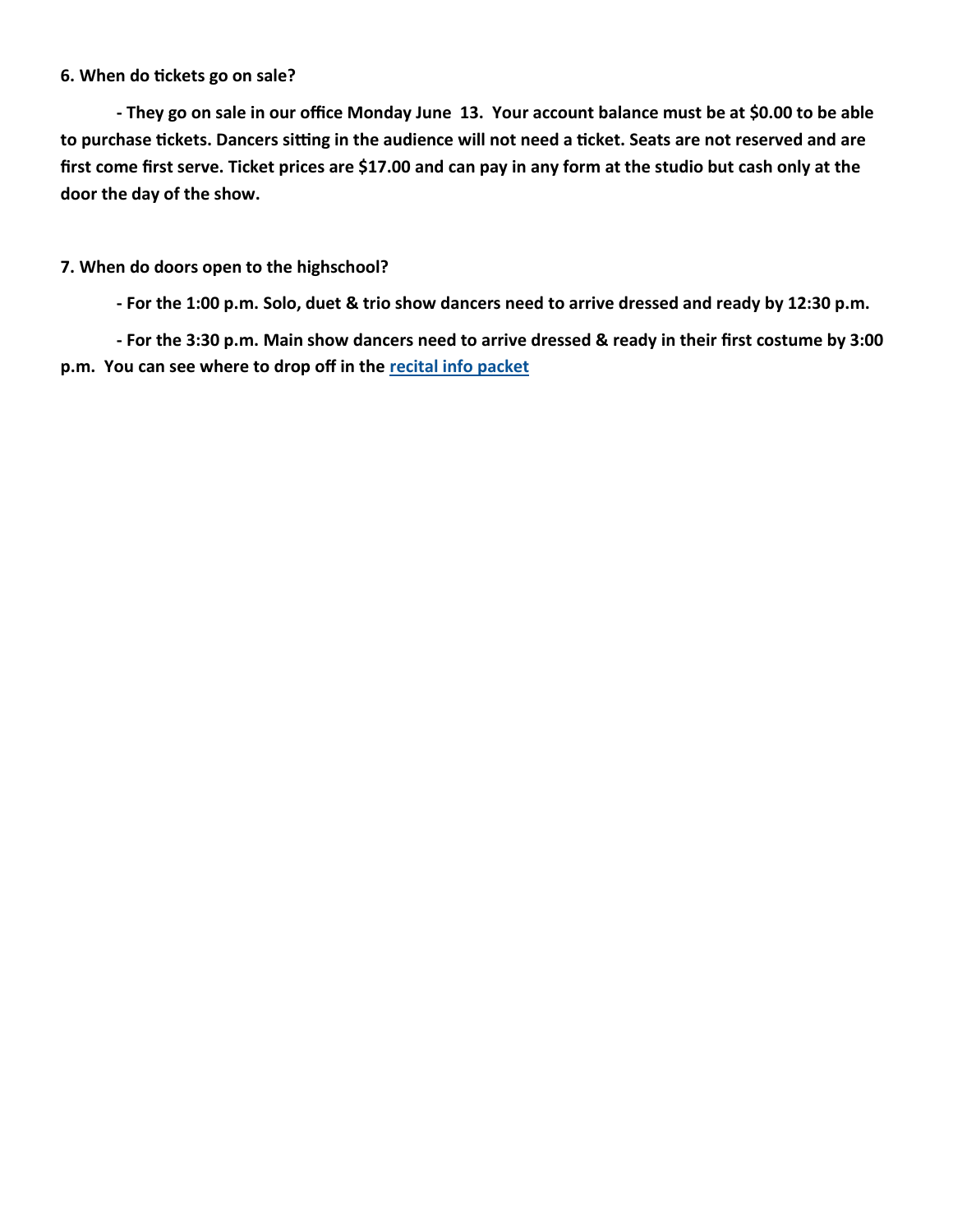**6. When do tickets go on sale?**

**- They go on sale in our office Monday June 13. Your account balance must be at $0.00 to be able to purchase tickets. Dancers sitting in the audience will not need a ticket. Seats are not reserved and are first come first serve. Ticket prices are $17.00 and can pay in any form at the studio but cash only at the door the day of the show.**

**7. When do doors open to the highschool?**

**- For the 1:00 p.m. Solo, duet & trio show dancers need to arrive dressed and ready by 12:30 p.m.**

**- For the 3:30 p.m. Main show dancers need to arrive dressed & ready in their first costume by 3:00 p.m. You can see where to drop off in the recital info packet**